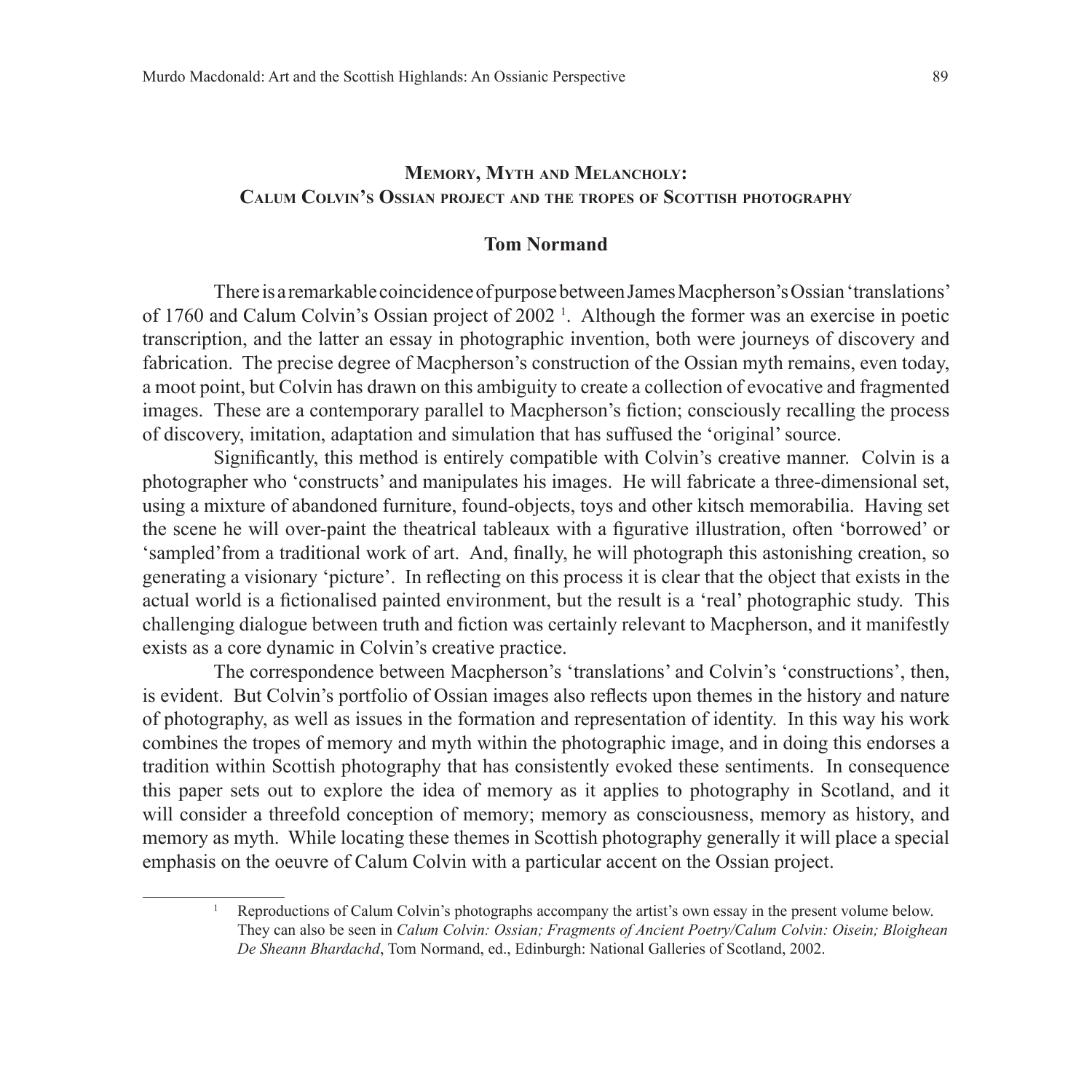## Memory, Myth and Melancholy: Calum Colvin's Ossian project and the tropes of Scottish photography

**Tom Normand**

There is a remarkable coincidence of purpose between James Macpherson's Ossian 'translations' of 1760 and Calum Colvin's Ossian project of 2002 [1]. Although the former was an exercise in poetic transcription, and the latter an essay in photographic invention, both were journeys of discovery and fabrication. The precise degree of Macpherson's construction of the Ossian myth remains, even today, a moot point, but Colvin has drawn on this ambiguity to create a collection of evocative and fragmented images. These are a contemporary parallel to Macpherson's fiction; consciously recalling the process of discovery, imitation, adaptation and simulation that has suffused the 'original' source.

Significantly, this method is entirely compatible with Colvin's creative manner. Colvin is a photographer who 'constructs' and manipulates his images. He will fabricate a three-dimensional set, using a mixture of abandoned furniture, found-objects, toys and other kitsch memorabilia. Having set the scene he will over-paint the theatrical tableaux with a figurative illustration, often 'borrowed' or 'sampled' from a traditional work of art. And, finally, he will photograph this astonishing creation, so generating a visionary 'picture'. In reflecting on this process it is clear that the object that exists in the actual world is a fictionalised painted environment, but the result is a 'real' photographic study. This challenging dialogue between truth and fiction was certainly relevant to Macpherson, and it manifestly exists as a core dynamic in Colvin's creative practice.

The correspondence between Macpherson's 'translations' and Colvin's 'constructions', then, is evident. But Colvin's portfolio of Ossian images also reflects upon themes in the history and nature of photography, as well as issues in the formation and representation of identity. In this way his work combines the tropes of memory and myth within the photographic image, and in doing this endorses a tradition within Scottish photography that has consistently evoked these sentiments. In consequence this paper sets out to explore the idea of memory as it applies to photography in Scotland, and it will consider a threefold conception of memory; memory as consciousness, memory as history, and memory as myth. While locating these themes in Scottish photography generally it will place a special emphasis on the oeuvre of Calum Colvin with a particular accent on the Ossian project.

---

[1] Reproductions of Calum Colvin's photographs accompany the artist's own essay in the present volume below. They can also be seen in *Calum Colvin: Ossian; Fragments of Ancient Poetry/Calum Colvin: Oisein; Bloighean De Sheann Bhardachd*, Tom Normand, ed., Edinburgh: National Galleries of Scotland, 2002.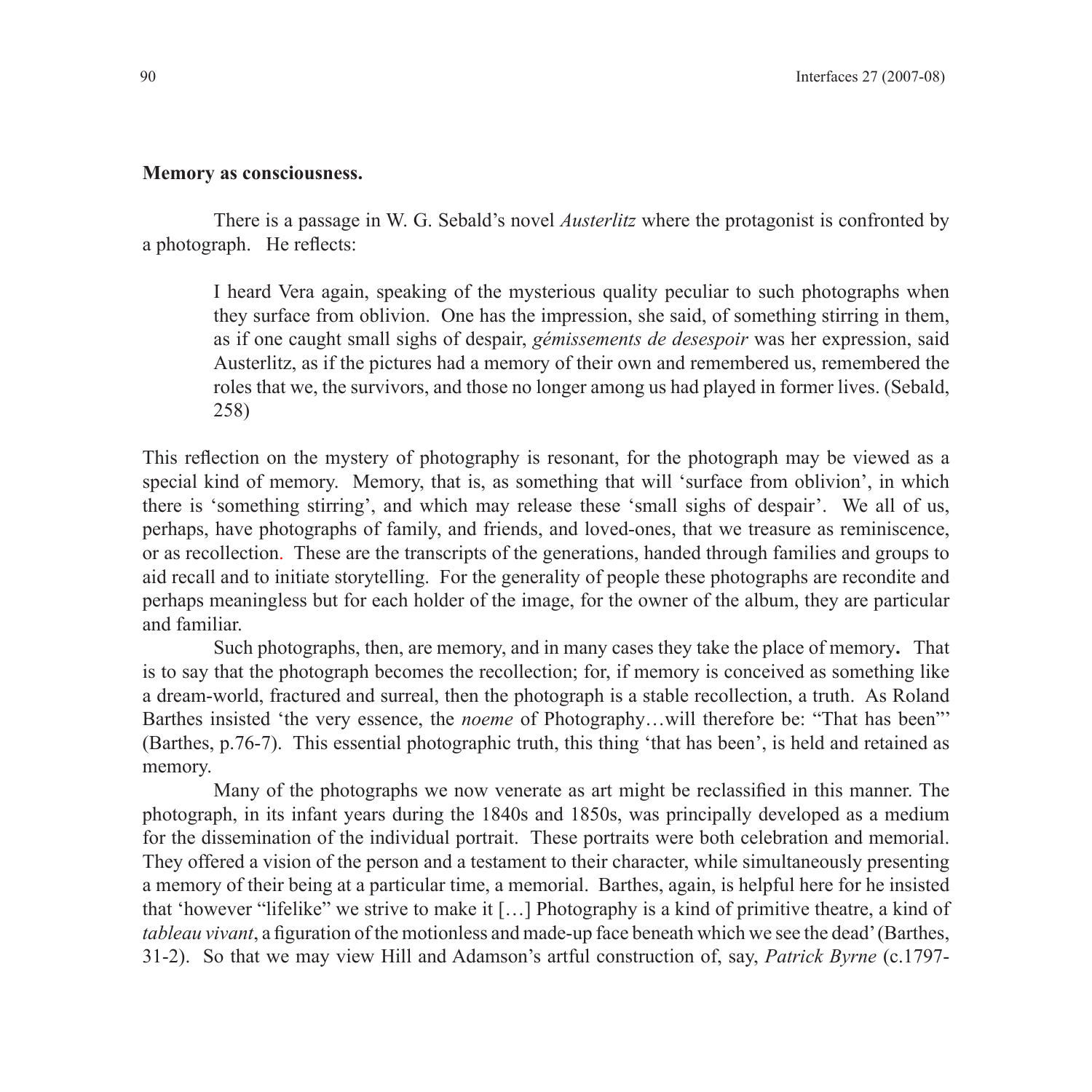**Memory as consciousness.**

There is a passage in W. G. Sebald's novel *Austerlitz* where the protagonist is confronted by a photograph. He reflects:

> I heard Vera again, speaking of the mysterious quality peculiar to such photographs when they surface from oblivion. One has the impression, she said, of something stirring in them, as if one caught small sighs of despair, *gémissements de desespoir* was her expression, said Austerlitz, as if the pictures had a memory of their own and remembered us, remembered the roles that we, the survivors, and those no longer among us had played in former lives. (Sebald, 258)

This reflection on the mystery of photography is resonant, for the photograph may be viewed as a special kind of memory. Memory, that is, as something that will 'surface from oblivion', in which there is 'something stirring', and which may release these 'small sighs of despair'. We all of us, perhaps, have photographs of family, and friends, and loved-ones, that we treasure as reminiscence, or as recollection. These are the transcripts of the generations, handed through families and groups to aid recall and to initiate storytelling. For the generality of people these photographs are recondite and perhaps meaningless but for each holder of the image, for the owner of the album, they are particular and familiar.

Such photographs, then, are memory, and in many cases they take the place of memory**.** That is to say that the photograph becomes the recollection; for, if memory is conceived as something like a dream-world, fractured and surreal, then the photograph is a stable recollection, a truth. As Roland Barthes insisted 'the very essence, the *noeme* of Photography…will therefore be: "That has been"' (Barthes, p.76-7). This essential photographic truth, this thing 'that has been', is held and retained as memory.

Many of the photographs we now venerate as art might be reclassified in this manner. The photograph, in its infant years during the 1840s and 1850s, was principally developed as a medium for the dissemination of the individual portrait. These portraits were both celebration and memorial. They offered a vision of the person and a testament to their character, while simultaneously presenting a memory of their being at a particular time, a memorial. Barthes, again, is helpful here for he insisted that 'however "lifelike" we strive to make it […] Photography is a kind of primitive theatre, a kind of *tableau vivant*, a figuration of the motionless and made-up face beneath which we see the dead' (Barthes, 31-2). So that we may view Hill and Adamson's artful construction of, say, *Patrick Byrne* (c.1797-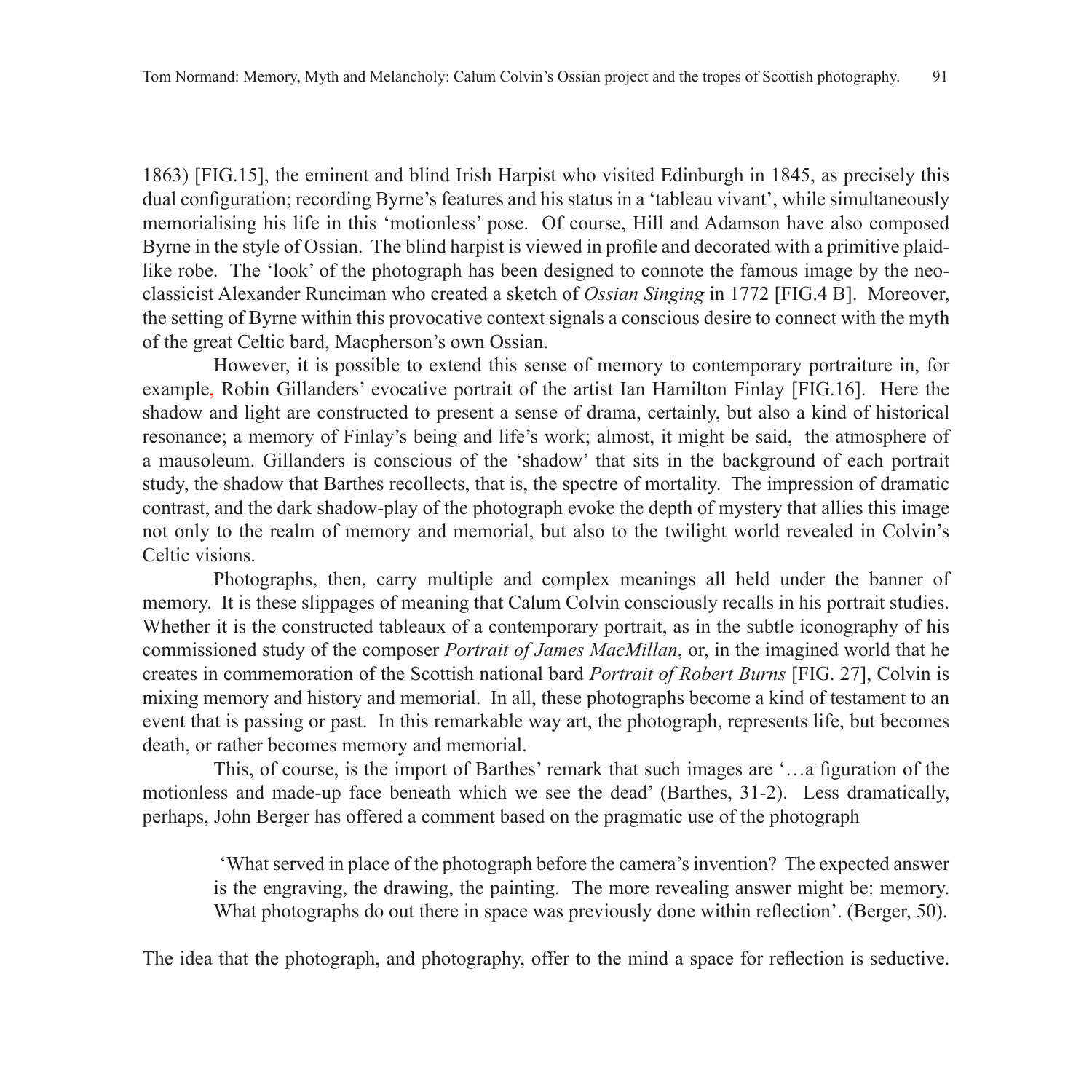1863) [FIG.15], the eminent and blind Irish Harpist who visited Edinburgh in 1845, as precisely this dual configuration; recording Byrne's features and his status in a 'tableau vivant', while simultaneously memorialising his life in this 'motionless' pose. Of course, Hill and Adamson have also composed Byrne in the style of Ossian. The blind harpist is viewed in profile and decorated with a primitive plaid-like robe. The 'look' of the photograph has been designed to connote the famous image by the neo-classicist Alexander Runciman who created a sketch of *Ossian Singing* in 1772 [FIG.4 B]. Moreover, the setting of Byrne within this provocative context signals a conscious desire to connect with the myth of the great Celtic bard, Macpherson's own Ossian.

However, it is possible to extend this sense of memory to contemporary portraiture in, for example, Robin Gillanders' evocative portrait of the artist Ian Hamilton Finlay [FIG.16]. Here the shadow and light are constructed to present a sense of drama, certainly, but also a kind of historical resonance; a memory of Finlay's being and life's work; almost, it might be said, the atmosphere of a mausoleum. Gillanders is conscious of the 'shadow' that sits in the background of each portrait study, the shadow that Barthes recollects, that is, the spectre of mortality. The impression of dramatic contrast, and the dark shadow-play of the photograph evoke the depth of mystery that allies this image not only to the realm of memory and memorial, but also to the twilight world revealed in Colvin's Celtic visions.

Photographs, then, carry multiple and complex meanings all held under the banner of memory. It is these slippages of meaning that Calum Colvin consciously recalls in his portrait studies. Whether it is the constructed tableaux of a contemporary portrait, as in the subtle iconography of his commissioned study of the composer *Portrait of James MacMillan*, or, in the imagined world that he creates in commemoration of the Scottish national bard *Portrait of Robert Burns* [FIG. 27], Colvin is mixing memory and history and memorial. In all, these photographs become a kind of testament to an event that is passing or past. In this remarkable way art, the photograph, represents life, but becomes death, or rather becomes memory and memorial.

This, of course, is the import of Barthes' remark that such images are '…a figuration of the motionless and made-up face beneath which we see the dead' (Barthes, 31-2). Less dramatically, perhaps, John Berger has offered a comment based on the pragmatic use of the photograph

> 'What served in place of the photograph before the camera's invention? The expected answer is the engraving, the drawing, the painting. The more revealing answer might be: memory. What photographs do out there in space was previously done within reflection'. (Berger, 50).

The idea that the photograph, and photography, offer to the mind a space for reflection is seductive.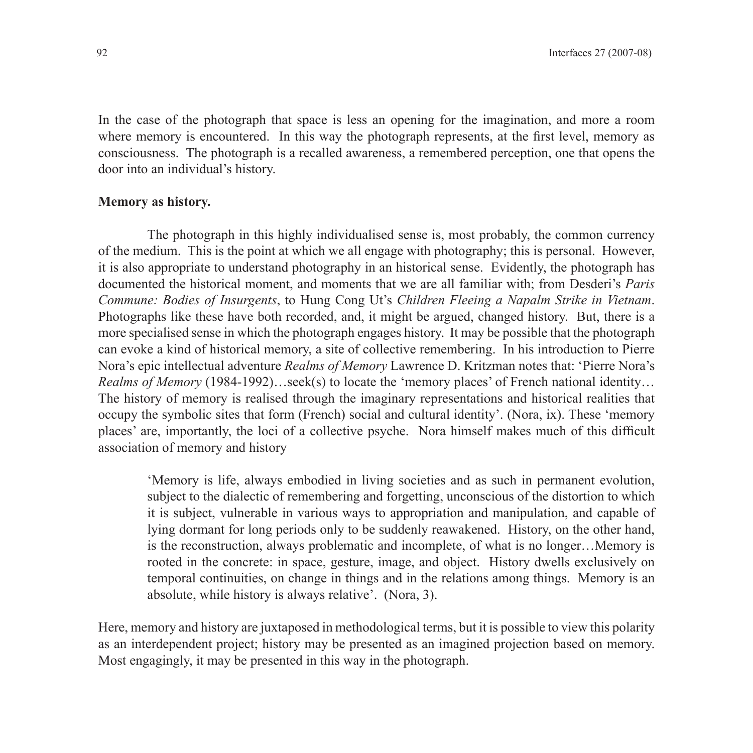In the case of the photograph that space is less an opening for the imagination, and more a room where memory is encountered. In this way the photograph represents, at the first level, memory as consciousness. The photograph is a recalled awareness, a remembered perception, one that opens the door into an individual's history.

**Memory as history.**

The photograph in this highly individualised sense is, most probably, the common currency of the medium. This is the point at which we all engage with photography; this is personal. However, it is also appropriate to understand photography in an historical sense. Evidently, the photograph has documented the historical moment, and moments that we are all familiar with; from Desderi's *Paris Commune: Bodies of Insurgents*, to Hung Cong Ut's *Children Fleeing a Napalm Strike in Vietnam*. Photographs like these have both recorded, and, it might be argued, changed history. But, there is a more specialised sense in which the photograph engages history. It may be possible that the photograph can evoke a kind of historical memory, a site of collective remembering. In his introduction to Pierre Nora's epic intellectual adventure *Realms of Memory* Lawrence D. Kritzman notes that: 'Pierre Nora's *Realms of Memory* (1984-1992)…seek(s) to locate the 'memory places' of French national identity… The history of memory is realised through the imaginary representations and historical realities that occupy the symbolic sites that form (French) social and cultural identity'. (Nora, ix). These 'memory places' are, importantly, the loci of a collective psyche. Nora himself makes much of this difficult association of memory and history

> 'Memory is life, always embodied in living societies and as such in permanent evolution, subject to the dialectic of remembering and forgetting, unconscious of the distortion to which it is subject, vulnerable in various ways to appropriation and manipulation, and capable of lying dormant for long periods only to be suddenly reawakened. History, on the other hand, is the reconstruction, always problematic and incomplete, of what is no longer…Memory is rooted in the concrete: in space, gesture, image, and object. History dwells exclusively on temporal continuities, on change in things and in the relations among things. Memory is an absolute, while history is always relative'. (Nora, 3).

Here, memory and history are juxtaposed in methodological terms, but it is possible to view this polarity as an interdependent project; history may be presented as an imagined projection based on memory. Most engagingly, it may be presented in this way in the photograph.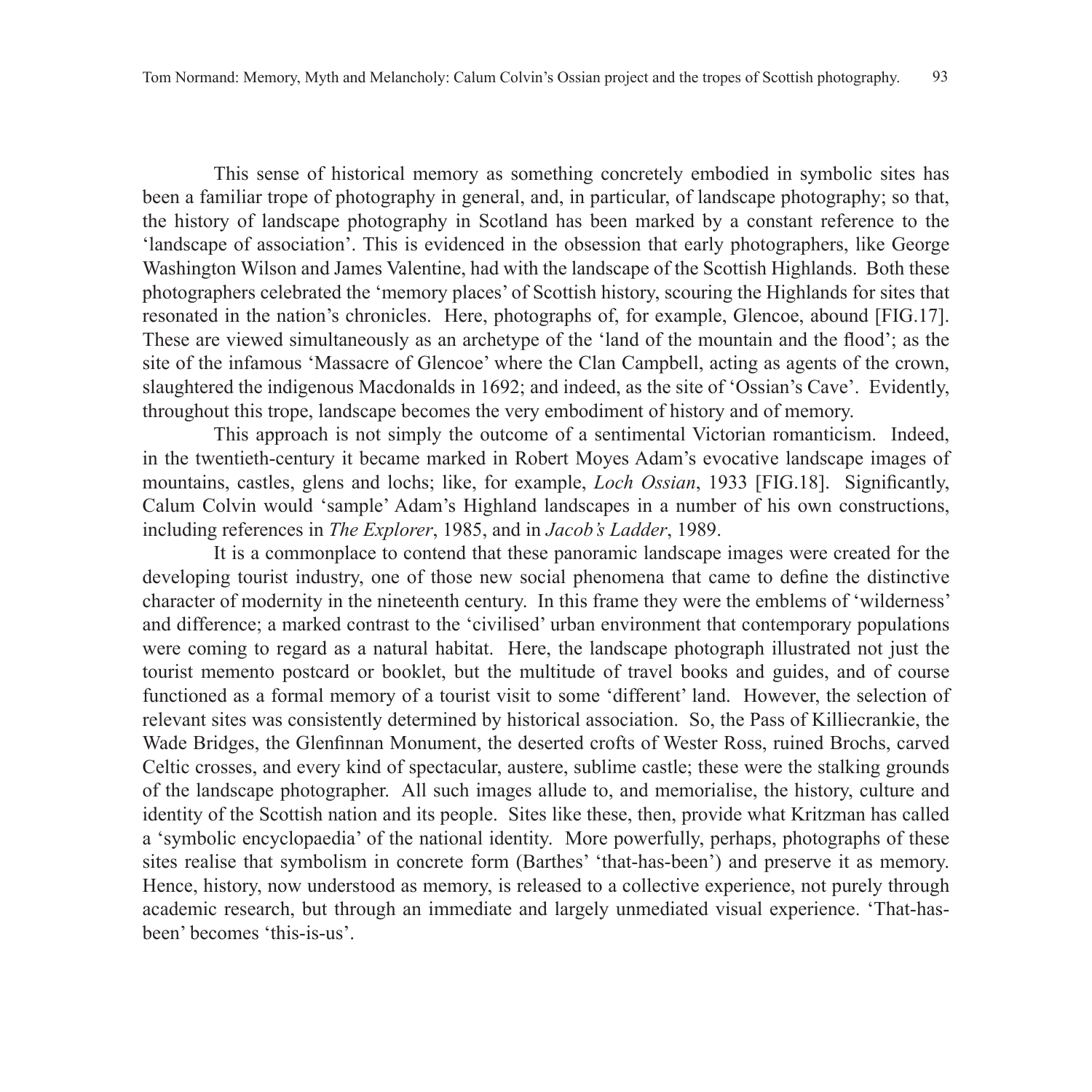This sense of historical memory as something concretely embodied in symbolic sites has been a familiar trope of photography in general, and, in particular, of landscape photography; so that, the history of landscape photography in Scotland has been marked by a constant reference to the 'landscape of association'. This is evidenced in the obsession that early photographers, like George Washington Wilson and James Valentine, had with the landscape of the Scottish Highlands. Both these photographers celebrated the 'memory places' of Scottish history, scouring the Highlands for sites that resonated in the nation's chronicles. Here, photographs of, for example, Glencoe, abound [FIG.17]. These are viewed simultaneously as an archetype of the 'land of the mountain and the flood'; as the site of the infamous 'Massacre of Glencoe' where the Clan Campbell, acting as agents of the crown, slaughtered the indigenous Macdonalds in 1692; and indeed, as the site of 'Ossian's Cave'. Evidently, throughout this trope, landscape becomes the very embodiment of history and of memory.

This approach is not simply the outcome of a sentimental Victorian romanticism. Indeed, in the twentieth-century it became marked in Robert Moyes Adam's evocative landscape images of mountains, castles, glens and lochs; like, for example, *Loch Ossian*, 1933 [FIG.18]. Significantly, Calum Colvin would 'sample' Adam's Highland landscapes in a number of his own constructions, including references in *The Explorer*, 1985, and in *Jacob's Ladder*, 1989.

It is a commonplace to contend that these panoramic landscape images were created for the developing tourist industry, one of those new social phenomena that came to define the distinctive character of modernity in the nineteenth century. In this frame they were the emblems of 'wilderness' and difference; a marked contrast to the 'civilised' urban environment that contemporary populations were coming to regard as a natural habitat. Here, the landscape photograph illustrated not just the tourist memento postcard or booklet, but the multitude of travel books and guides, and of course functioned as a formal memory of a tourist visit to some 'different' land. However, the selection of relevant sites was consistently determined by historical association. So, the Pass of Killiecrankie, the Wade Bridges, the Glenfinnan Monument, the deserted crofts of Wester Ross, ruined Brochs, carved Celtic crosses, and every kind of spectacular, austere, sublime castle; these were the stalking grounds of the landscape photographer. All such images allude to, and memorialise, the history, culture and identity of the Scottish nation and its people. Sites like these, then, provide what Kritzman has called a 'symbolic encyclopaedia' of the national identity. More powerfully, perhaps, photographs of these sites realise that symbolism in concrete form (Barthes' 'that-has-been') and preserve it as memory. Hence, history, now understood as memory, is released to a collective experience, not purely through academic research, but through an immediate and largely unmediated visual experience. 'That-has-been' becomes 'this-is-us'.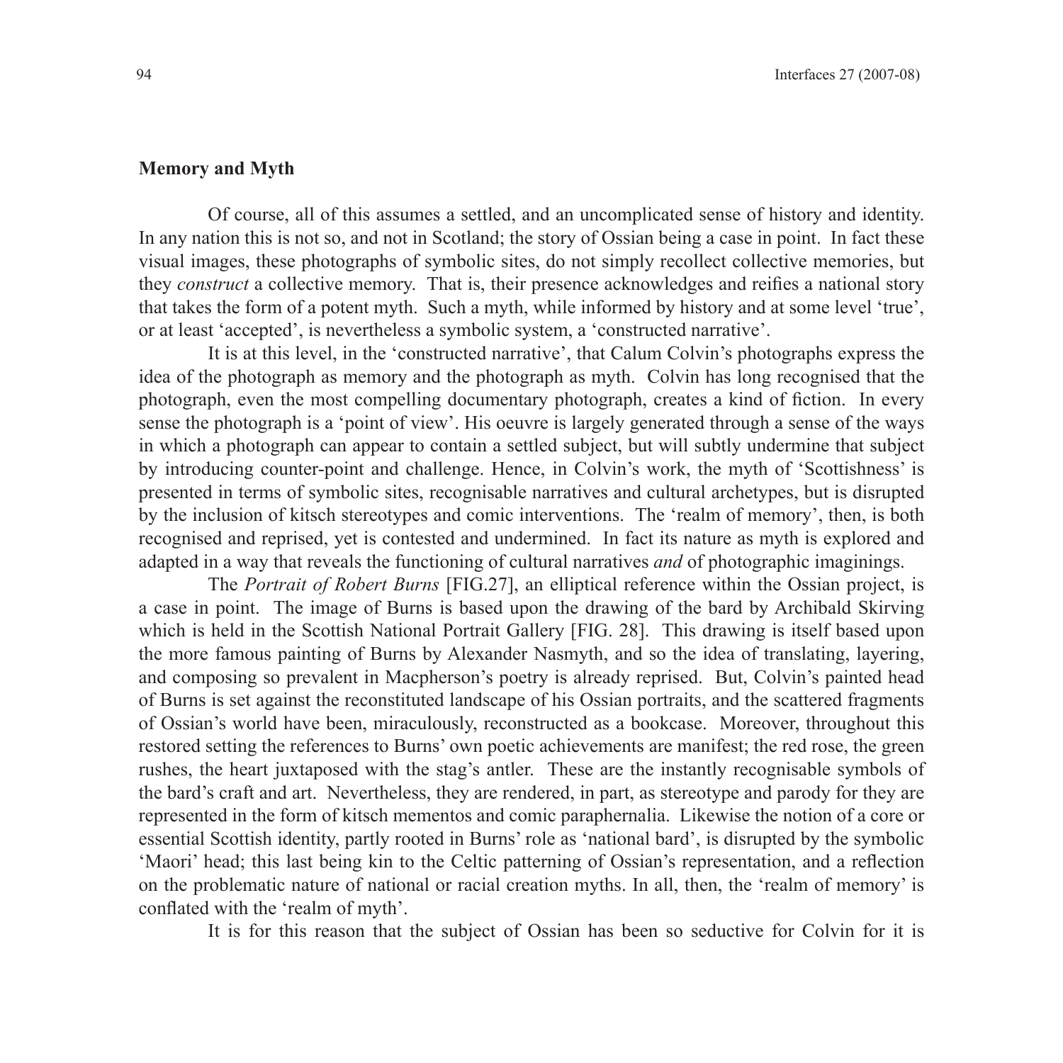### Memory and Myth

Of course, all of this assumes a settled, and an uncomplicated sense of history and identity. In any nation this is not so, and not in Scotland; the story of Ossian being a case in point. In fact these visual images, these photographs of symbolic sites, do not simply recollect collective memories, but they *construct* a collective memory. That is, their presence acknowledges and reifies a national story that takes the form of a potent myth. Such a myth, while informed by history and at some level 'true', or at least 'accepted', is nevertheless a symbolic system, a 'constructed narrative'.

It is at this level, in the 'constructed narrative', that Calum Colvin's photographs express the idea of the photograph as memory and the photograph as myth. Colvin has long recognised that the photograph, even the most compelling documentary photograph, creates a kind of fiction. In every sense the photograph is a 'point of view'. His oeuvre is largely generated through a sense of the ways in which a photograph can appear to contain a settled subject, but will subtly undermine that subject by introducing counter-point and challenge. Hence, in Colvin's work, the myth of 'Scottishness' is presented in terms of symbolic sites, recognisable narratives and cultural archetypes, but is disrupted by the inclusion of kitsch stereotypes and comic interventions. The 'realm of memory', then, is both recognised and reprised, yet is contested and undermined. In fact its nature as myth is explored and adapted in a way that reveals the functioning of cultural narratives *and* of photographic imaginings.

The *Portrait of Robert Burns* [FIG.27], an elliptical reference within the Ossian project, is a case in point. The image of Burns is based upon the drawing of the bard by Archibald Skirving which is held in the Scottish National Portrait Gallery [FIG. 28]. This drawing is itself based upon the more famous painting of Burns by Alexander Nasmyth, and so the idea of translating, layering, and composing so prevalent in Macpherson's poetry is already reprised. But, Colvin's painted head of Burns is set against the reconstituted landscape of his Ossian portraits, and the scattered fragments of Ossian's world have been, miraculously, reconstructed as a bookcase. Moreover, throughout this restored setting the references to Burns' own poetic achievements are manifest; the red rose, the green rushes, the heart juxtaposed with the stag's antler. These are the instantly recognisable symbols of the bard's craft and art. Nevertheless, they are rendered, in part, as stereotype and parody for they are represented in the form of kitsch mementos and comic paraphernalia. Likewise the notion of a core or essential Scottish identity, partly rooted in Burns' role as 'national bard', is disrupted by the symbolic 'Maori' head; this last being kin to the Celtic patterning of Ossian's representation, and a reflection on the problematic nature of national or racial creation myths. In all, then, the 'realm of memory' is conflated with the 'realm of myth'.

It is for this reason that the subject of Ossian has been so seductive for Colvin for it is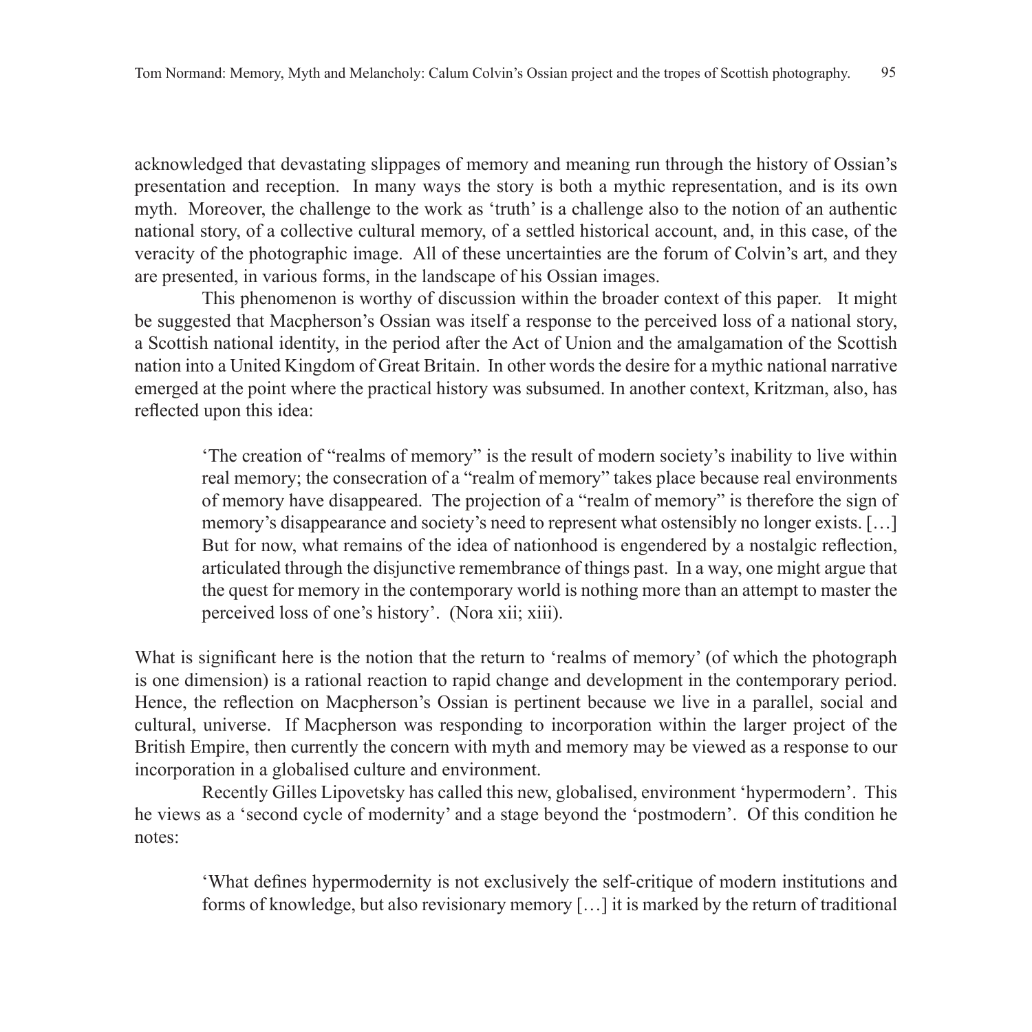acknowledged that devastating slippages of memory and meaning run through the history of Ossian's presentation and reception. In many ways the story is both a mythic representation, and is its own myth. Moreover, the challenge to the work as 'truth' is a challenge also to the notion of an authentic national story, of a collective cultural memory, of a settled historical account, and, in this case, of the veracity of the photographic image. All of these uncertainties are the forum of Colvin's art, and they are presented, in various forms, in the landscape of his Ossian images.

This phenomenon is worthy of discussion within the broader context of this paper. It might be suggested that Macpherson's Ossian was itself a response to the perceived loss of a national story, a Scottish national identity, in the period after the Act of Union and the amalgamation of the Scottish nation into a United Kingdom of Great Britain. In other words the desire for a mythic national narrative emerged at the point where the practical history was subsumed. In another context, Kritzman, also, has reflected upon this idea:

> 'The creation of "realms of memory" is the result of modern society's inability to live within real memory; the consecration of a "realm of memory" takes place because real environments of memory have disappeared. The projection of a "realm of memory" is therefore the sign of memory's disappearance and society's need to represent what ostensibly no longer exists. […] But for now, what remains of the idea of nationhood is engendered by a nostalgic reflection, articulated through the disjunctive remembrance of things past. In a way, one might argue that the quest for memory in the contemporary world is nothing more than an attempt to master the perceived loss of one's history'. (Nora xii; xiii).

What is significant here is the notion that the return to 'realms of memory' (of which the photograph is one dimension) is a rational reaction to rapid change and development in the contemporary period. Hence, the reflection on Macpherson's Ossian is pertinent because we live in a parallel, social and cultural, universe. If Macpherson was responding to incorporation within the larger project of the British Empire, then currently the concern with myth and memory may be viewed as a response to our incorporation in a globalised culture and environment.

Recently Gilles Lipovetsky has called this new, globalised, environment 'hypermodern'. This he views as a 'second cycle of modernity' and a stage beyond the 'postmodern'. Of this condition he notes:

> 'What defines hypermodernity is not exclusively the self-critique of modern institutions and forms of knowledge, but also revisionary memory […] it is marked by the return of traditional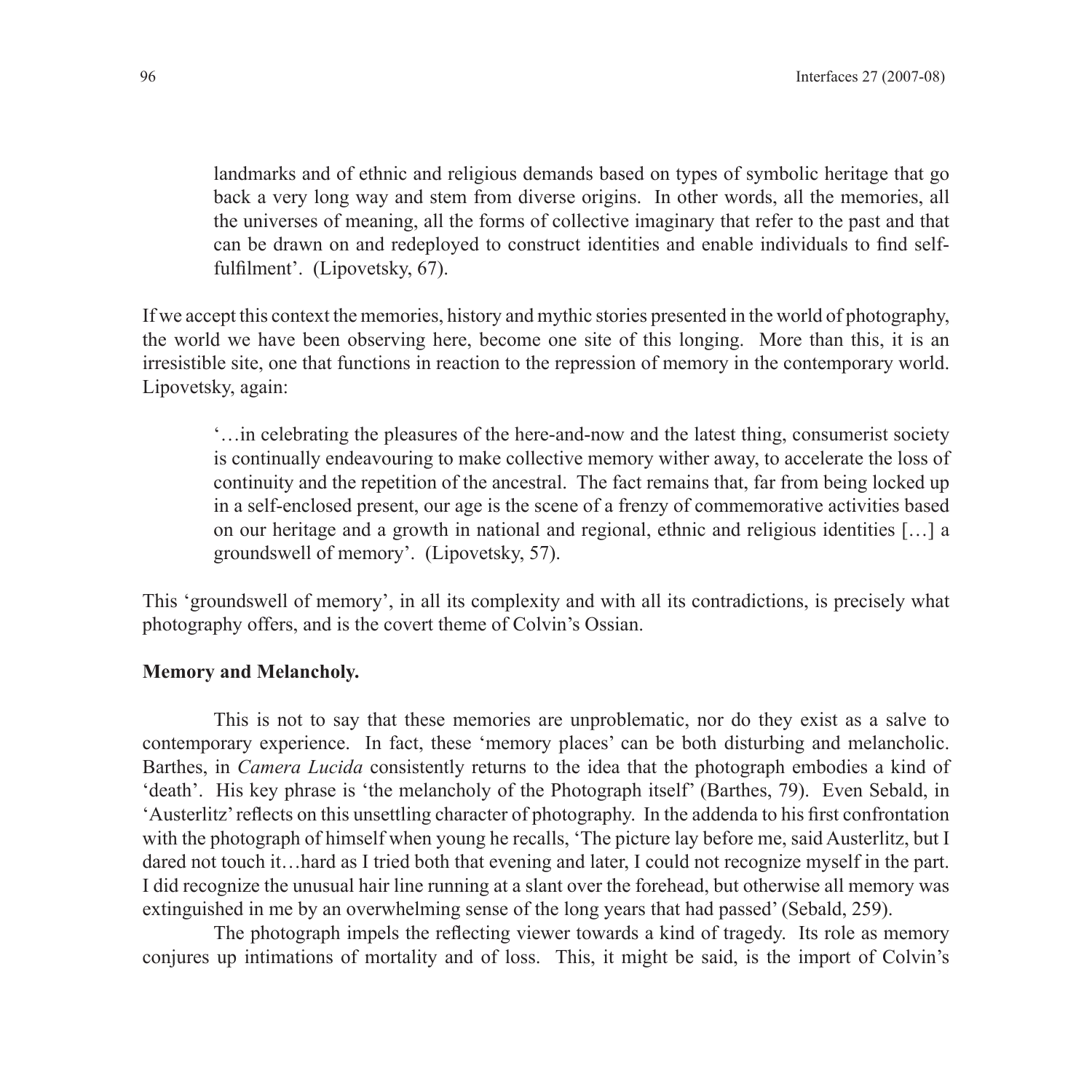> landmarks and of ethnic and religious demands based on types of symbolic heritage that go back a very long way and stem from diverse origins. In other words, all the memories, all the universes of meaning, all the forms of collective imaginary that refer to the past and that can be drawn on and redeployed to construct identities and enable individuals to find self-fulfilment'. (Lipovetsky, 67).

If we accept this context the memories, history and mythic stories presented in the world of photography, the world we have been observing here, become one site of this longing. More than this, it is an irresistible site, one that functions in reaction to the repression of memory in the contemporary world. Lipovetsky, again:

> '…in celebrating the pleasures of the here-and-now and the latest thing, consumerist society is continually endeavouring to make collective memory wither away, to accelerate the loss of continuity and the repetition of the ancestral. The fact remains that, far from being locked up in a self-enclosed present, our age is the scene of a frenzy of commemorative activities based on our heritage and a growth in national and regional, ethnic and religious identities […] a groundswell of memory'. (Lipovetsky, 57).

This 'groundswell of memory', in all its complexity and with all its contradictions, is precisely what photography offers, and is the covert theme of Colvin's Ossian.

**Memory and Melancholy.**

This is not to say that these memories are unproblematic, nor do they exist as a salve to contemporary experience. In fact, these 'memory places' can be both disturbing and melancholic. Barthes, in *Camera Lucida* consistently returns to the idea that the photograph embodies a kind of 'death'. His key phrase is 'the melancholy of the Photograph itself' (Barthes, 79). Even Sebald, in 'Austerlitz' reflects on this unsettling character of photography. In the addenda to his first confrontation with the photograph of himself when young he recalls, 'The picture lay before me, said Austerlitz, but I dared not touch it…hard as I tried both that evening and later, I could not recognize myself in the part. I did recognize the unusual hair line running at a slant over the forehead, but otherwise all memory was extinguished in me by an overwhelming sense of the long years that had passed' (Sebald, 259).

The photograph impels the reflecting viewer towards a kind of tragedy. Its role as memory conjures up intimations of mortality and of loss. This, it might be said, is the import of Colvin's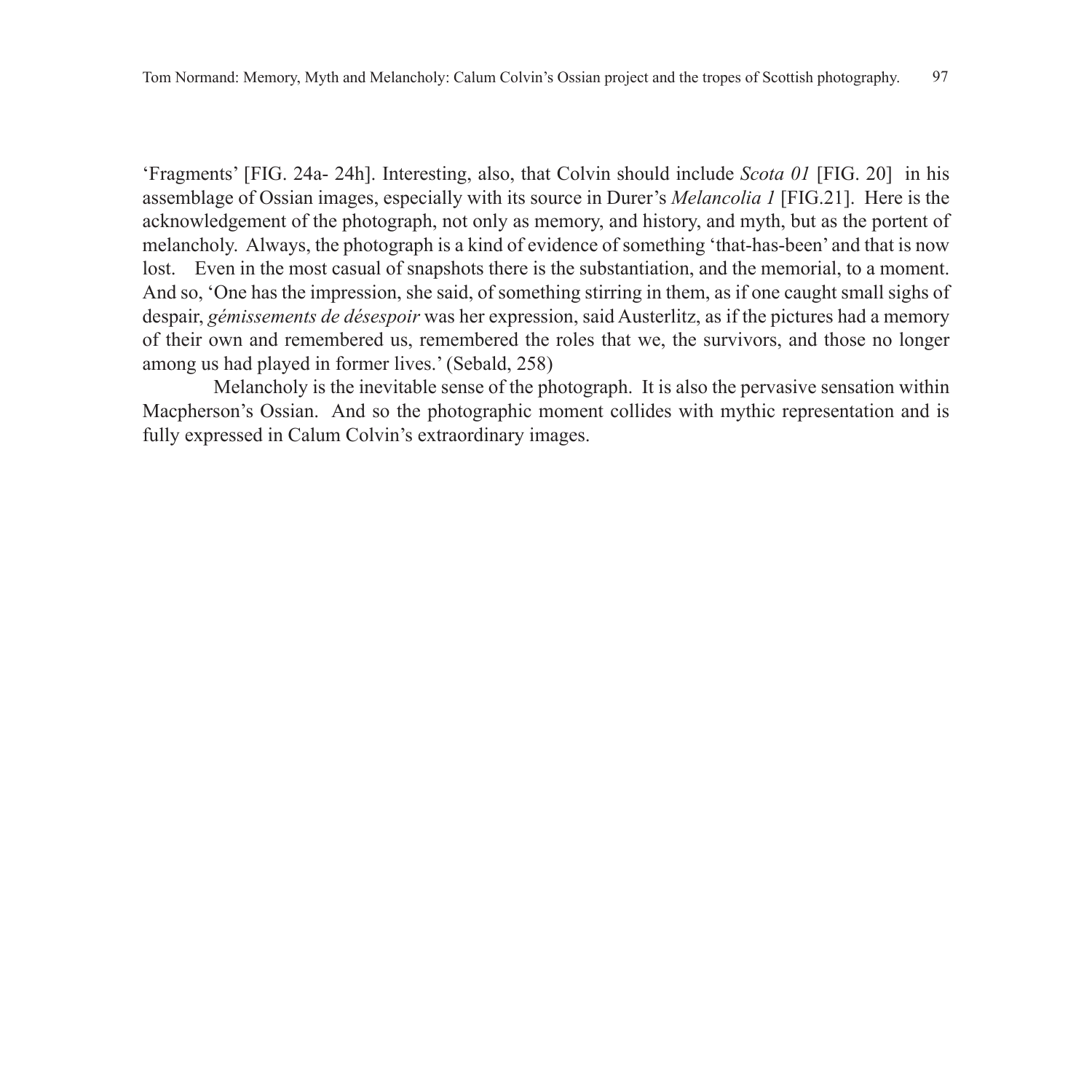'Fragments' [FIG. 24a- 24h]. Interesting, also, that Colvin should include *Scota 01* [FIG. 20] in his assemblage of Ossian images, especially with its source in Durer's *Melancolia 1* [FIG.21]. Here is the acknowledgement of the photograph, not only as memory, and history, and myth, but as the portent of melancholy. Always, the photograph is a kind of evidence of something 'that-has-been' and that is now lost. Even in the most casual of snapshots there is the substantiation, and the memorial, to a moment. And so, 'One has the impression, she said, of something stirring in them, as if one caught small sighs of despair, *gémissements de désespoir* was her expression, said Austerlitz, as if the pictures had a memory of their own and remembered us, remembered the roles that we, the survivors, and those no longer among us had played in former lives.' (Sebald, 258)

Melancholy is the inevitable sense of the photograph. It is also the pervasive sensation within Macpherson's Ossian. And so the photographic moment collides with mythic representation and is fully expressed in Calum Colvin's extraordinary images.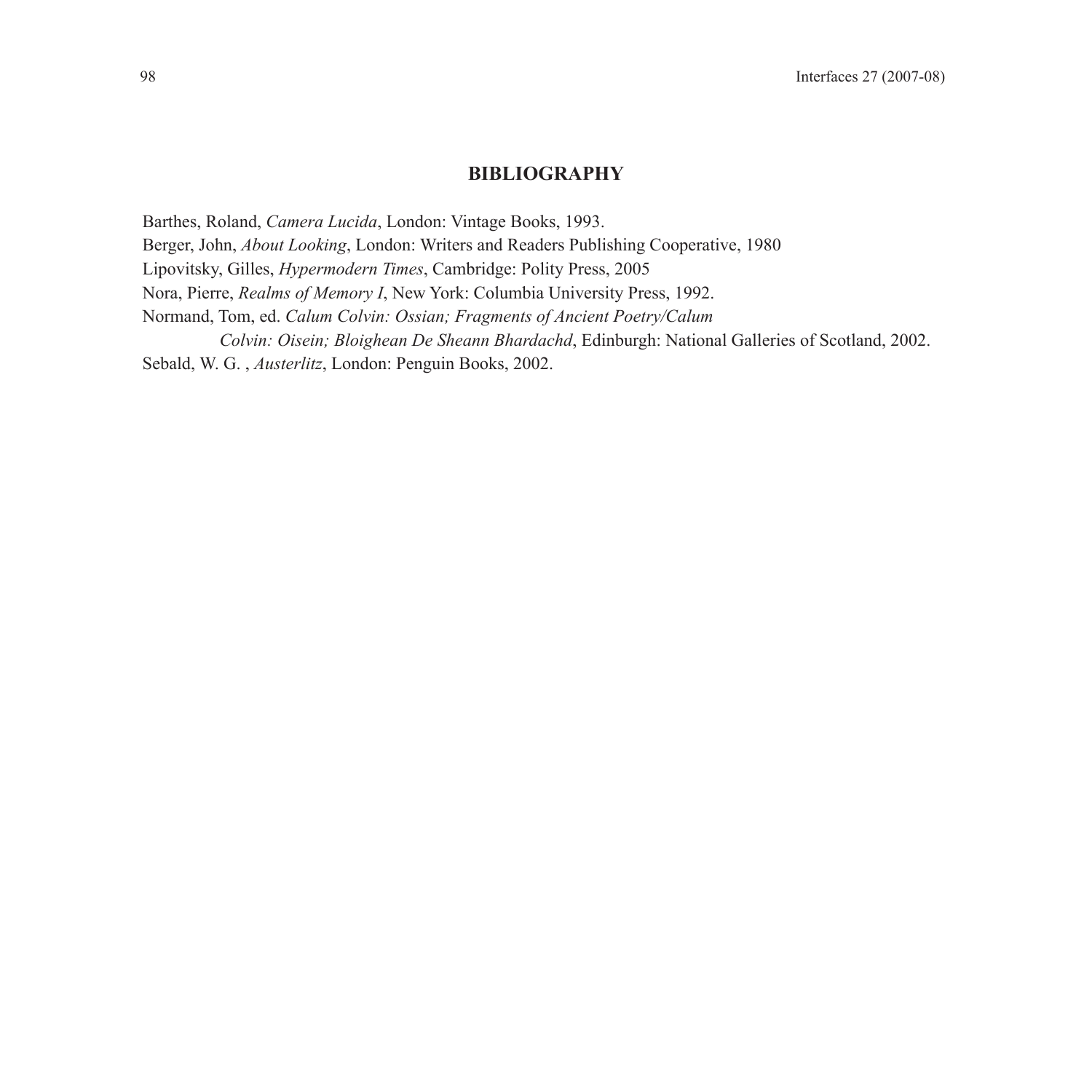## BIBLIOGRAPHY

Barthes, Roland, *Camera Lucida*, London: Vintage Books, 1993.

Berger, John, *About Looking*, London: Writers and Readers Publishing Cooperative, 1980

Lipovitsky, Gilles, *Hypermodern Times*, Cambridge: Polity Press, 2005

Nora, Pierre, *Realms of Memory I*, New York: Columbia University Press, 1992.

Normand, Tom, ed. *Calum Colvin: Ossian; Fragments of Ancient Poetry/Calum Colvin: Oisein; Bloighean De Sheann Bhardachd*, Edinburgh: National Galleries of Scotland, 2002.

Sebald, W. G. , *Austerlitz*, London: Penguin Books, 2002.